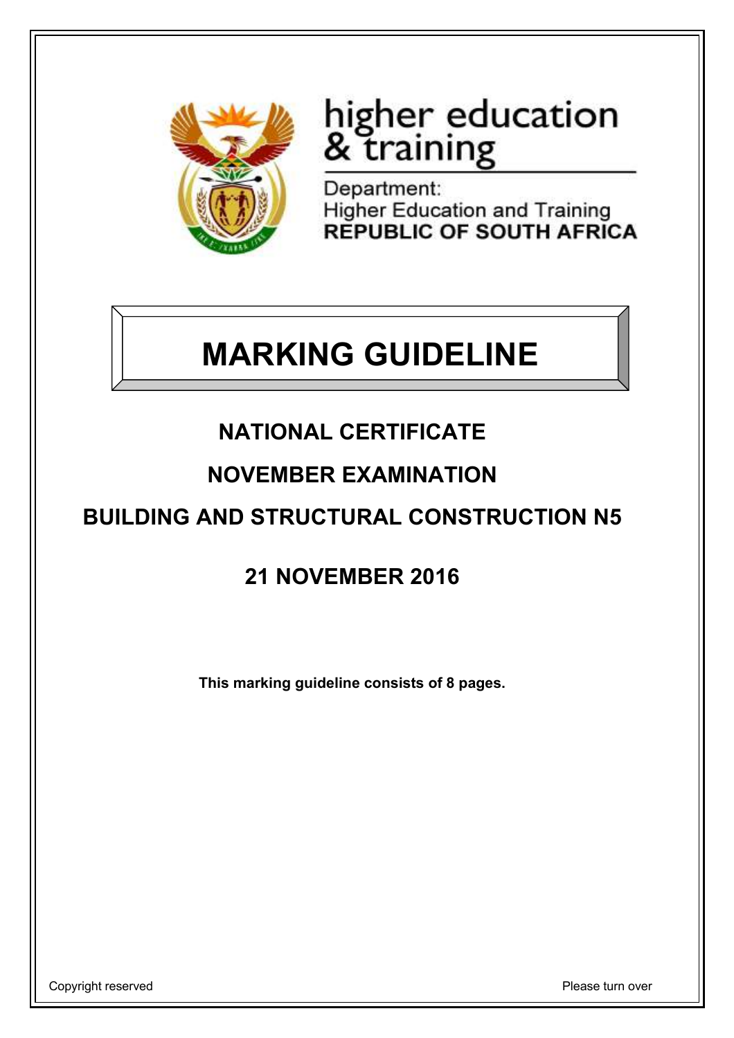higher education & training

Department: Higher Education and Training
**REPUBLIC OF SOUTH AFRICA**

# MARKING GUIDELINE

## NATIONAL CERTIFICATE

## NOVEMBER EXAMINATION

## BUILDING AND STRUCTURAL CONSTRUCTION N5

## 21 NOVEMBER 2016

**This marking guideline consists of 8 pages.**

Copyright reserved

Please turn over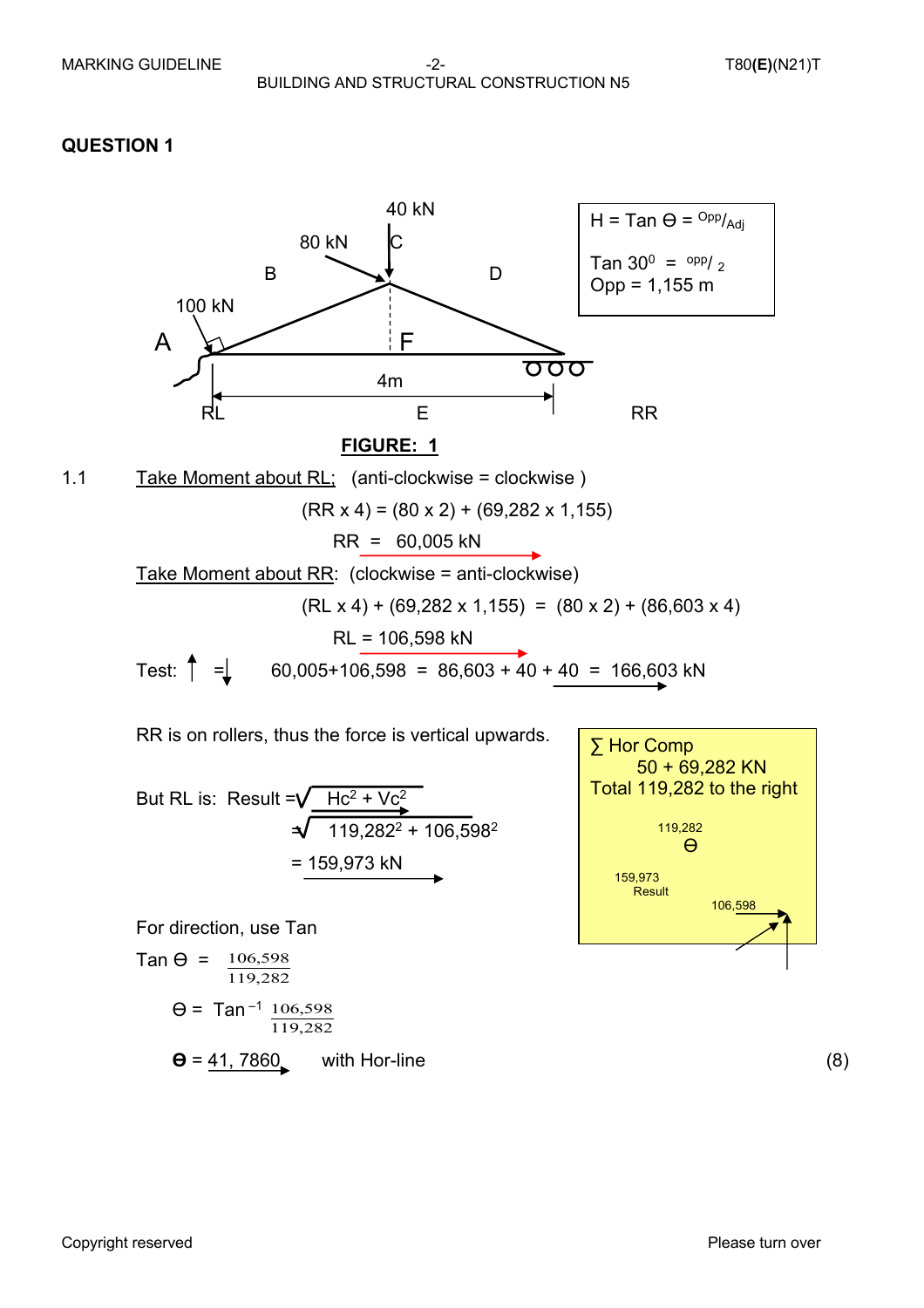## QUESTION 1

40 kN
80 kN
B C D
100 kN
A F
4m
RL E RR

H = Tan Ɵ = Opp/Adj

Tan 30$^0$ = opp/ 2
Opp = 1,155 m

**FIGURE: 1**

1.1 Take Moment about RL; (anti-clockwise = clockwise )

$$(RR \times 4) = (80 \times 2) + (69{,}282 \times 1{,}155)$$

$$RR = 60{,}005 \text{ kN}$$

Take Moment about RR: (clockwise = anti-clockwise)

$$(RL \times 4) + (69{,}282 \times 1{,}155) = (80 \times 2) + (86{,}603 \times 4)$$

$$RL = 106{,}598 \text{ kN}$$

Test: ↑ = ↓ 60,005+106,598 = 86,603 + 40 + 40 = 166,603 kN

RR is on rollers, thus the force is vertical upwards.

∑ Hor Comp
50 + 69,282 KN
Total 119,282 to the right

119,282
Ɵ
159,973 Result
106,598

But RL is: Result = $\sqrt{Hc^2 + Vc^2}$

$$= \sqrt{119{,}282^2 + 106{,}598^2}$$

$$= 159{,}973 \text{ kN}$$

For direction, use Tan

$$\text{Tan } \Theta = \frac{106{,}598}{119{,}282}$$

$$\Theta = \text{Tan}^{-1} \frac{106{,}598}{119{,}282}$$

**Ɵ** = 41, 7860 with Hor-line (8)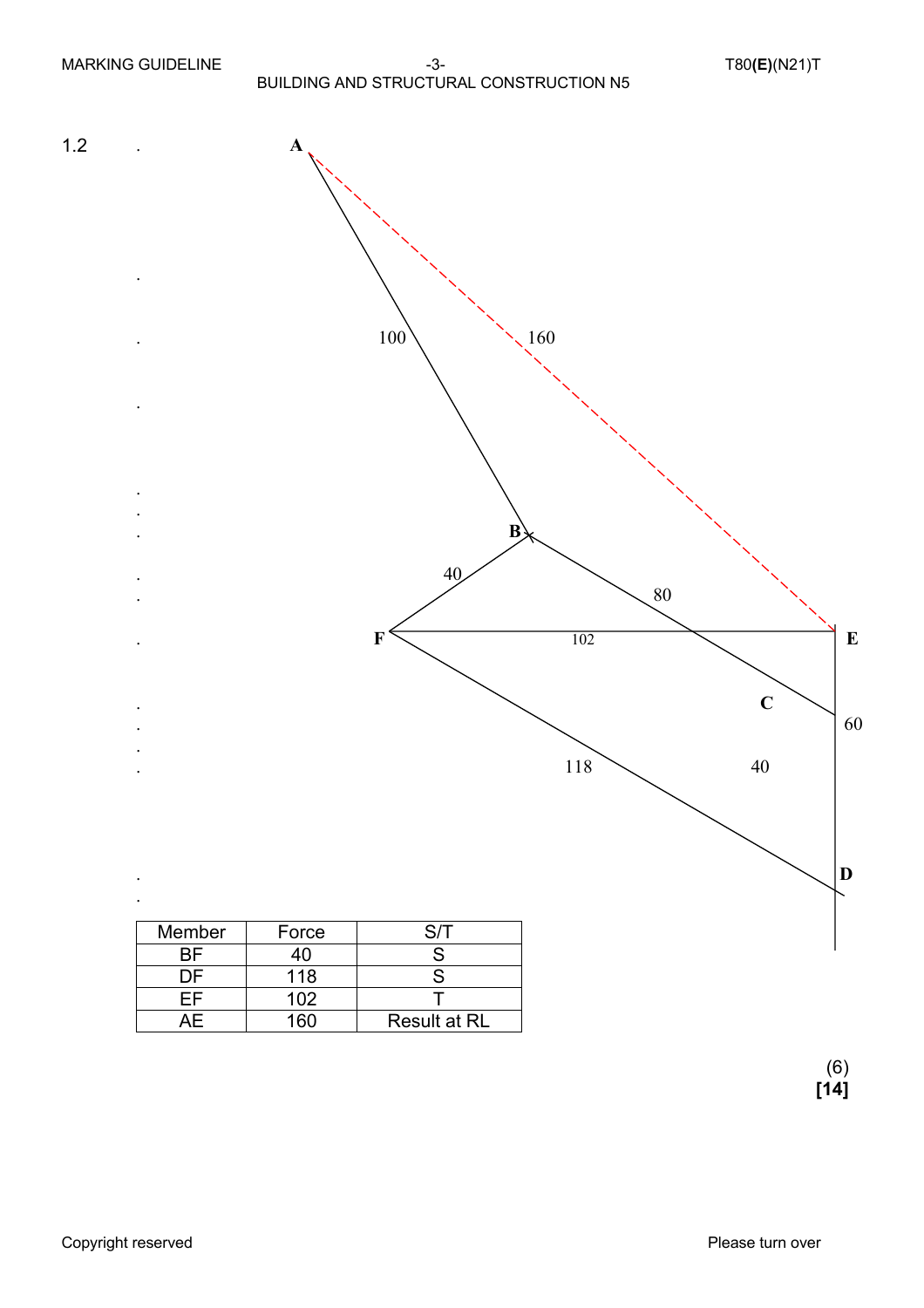1.2

A

100 160

B

40 80

F 102 E

C 60

118 40

D

| Member | Force | S/T |
|---|---|---|
| BF | 40 | S |
| DF | 118 | S |
| EF | 102 | T |
| AE | 160 | Result at RL |

(6)
**[14]**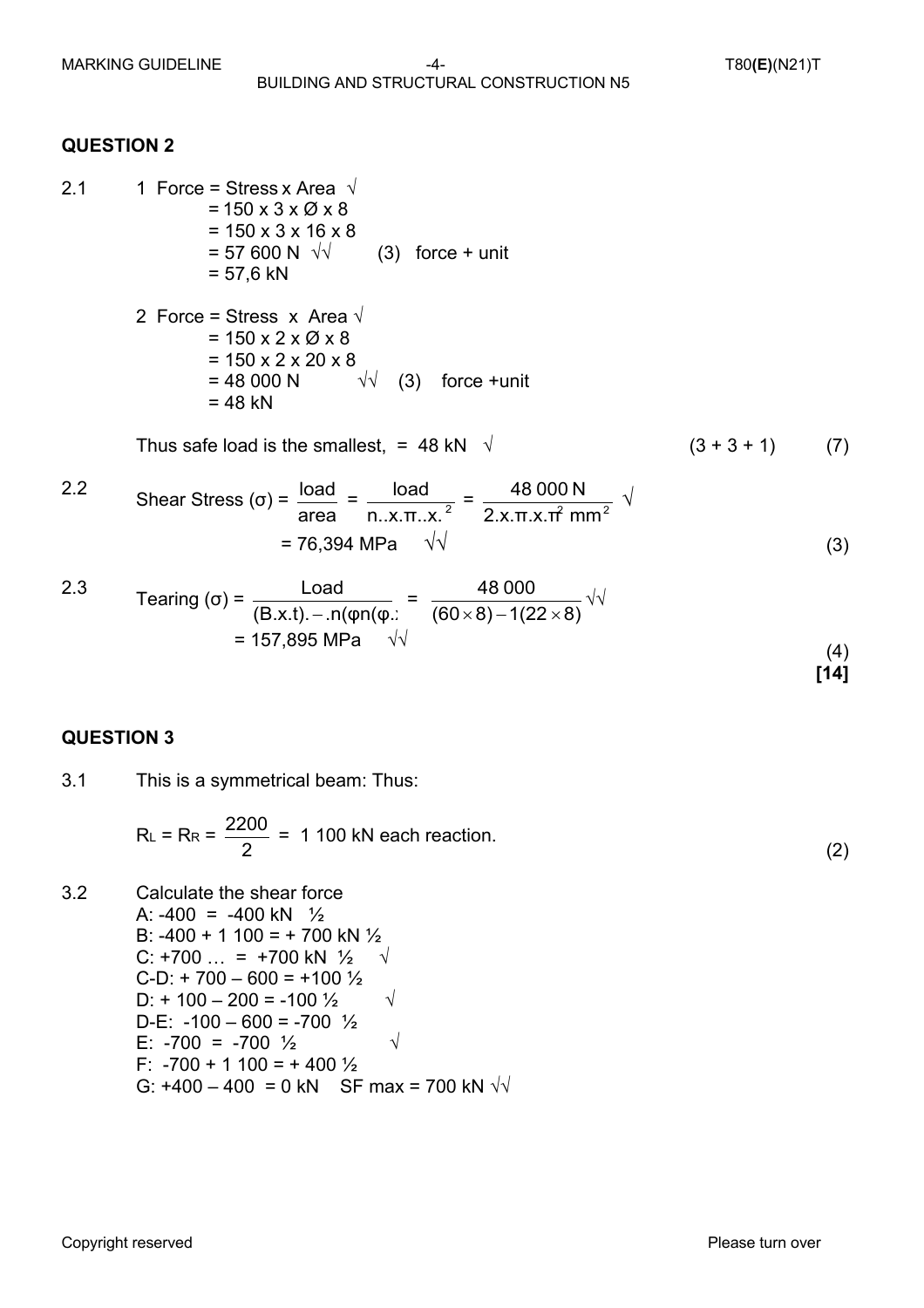## QUESTION 2

2.1 1 Force = Stress x Area √
= 150 x 3 x Ø x 8
= 150 x 3 x 16 x 8
= 57 600 N √√ (3) force + unit
= 57,6 kN

2 Force = Stress x Area √
= 150 x 2 x Ø x 8
= 150 x 2 x 20 x 8
= 48 000 N √√ (3) force +unit
= 48 kN

Thus safe load is the smallest, = 48 kN √ (3 + 3 + 1) (7)

2.2 Shear Stress (σ) = $\frac{\text{load}}{\text{area}} = \frac{\text{load}}{n..x.\pi..x.^2} = \frac{48\ 000\ \text{N}}{2.x.\pi.x.\pi^2\ \text{mm}^2}$ √
= 76,394 MPa √√ (3)

2.3 Tearing (σ) = $\frac{\text{Load}}{(B.x.t).-.n(\varphi n(\varphi.} = \frac{48\ 000}{(60 \times 8) - 1(22 \times 8)}$ √√
= 157,895 MPa √√ (4)

**[14]**

## QUESTION 3

3.1 This is a symmetrical beam: Thus:

$R_L = R_R = \frac{2200}{2}$ = 1 100 kN each reaction. (2)

3.2 Calculate the shear force
A: -400 = -400 kN ½
B: -400 + 1 100 = + 700 kN ½
C: +700 … = +700 kN ½ √
C-D: + 700 – 600 = +100 ½
D: + 100 – 200 = -100 ½ √
D-E: -100 – 600 = -700 ½
E: -700 = -700 ½ √
F: -700 + 1 100 = + 400 ½
G: +400 – 400 = 0 kN SF max = 700 kN √√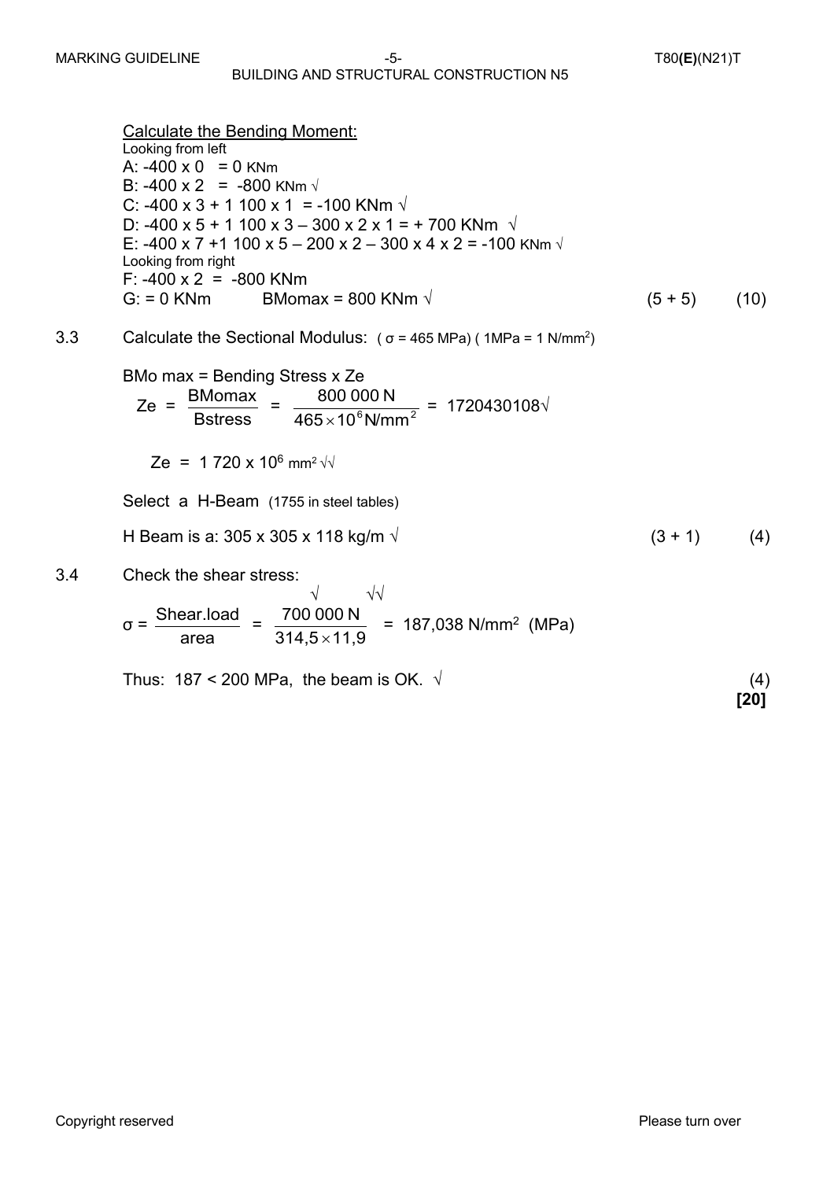Calculate the Bending Moment:

Looking from left

A: -400 x 0 = 0 KNm

B: -400 x 2 = -800 KNm √

C: -400 x 3 + 1 100 x 1 = -100 KNm √

D: -400 x 5 + 1 100 x 3 – 300 x 2 x 1 = + 700 KNm √

E: -400 x 7 +1 100 x 5 – 200 x 2 – 300 x 4 x 2 = -100 KNm √

Looking from right

F: -400 x 2 = -800 KNm

G: = 0 KNm BMomax = 800 KNm √ (5 + 5) (10)

3.3 Calculate the Sectional Modulus: ( σ = 465 MPa) ( 1MPa = 1 N/mm$^2$)

BMo max = Bending Stress x Ze

$$Ze = \frac{BMomax}{Bstress} = \frac{800\,000\ N}{465 \times 10^6 N/mm^2} = 1720430108√$$

$Ze = 1\,720 \times 10^6$ mm$^2$ √√

Select a H-Beam (1755 in steel tables)

H Beam is a: 305 x 305 x 118 kg/m √ (3 + 1) (4)

3.4 Check the shear stress:

$$\sigma = \frac{Shear.load}{area} = \frac{700\,000\ N}{314{,}5 \times 11{,}9} = 187{,}038\ N/mm^2\ (MPa)$$

√ √√

Thus: 187 < 200 MPa, the beam is OK. √ (4)

**[20]**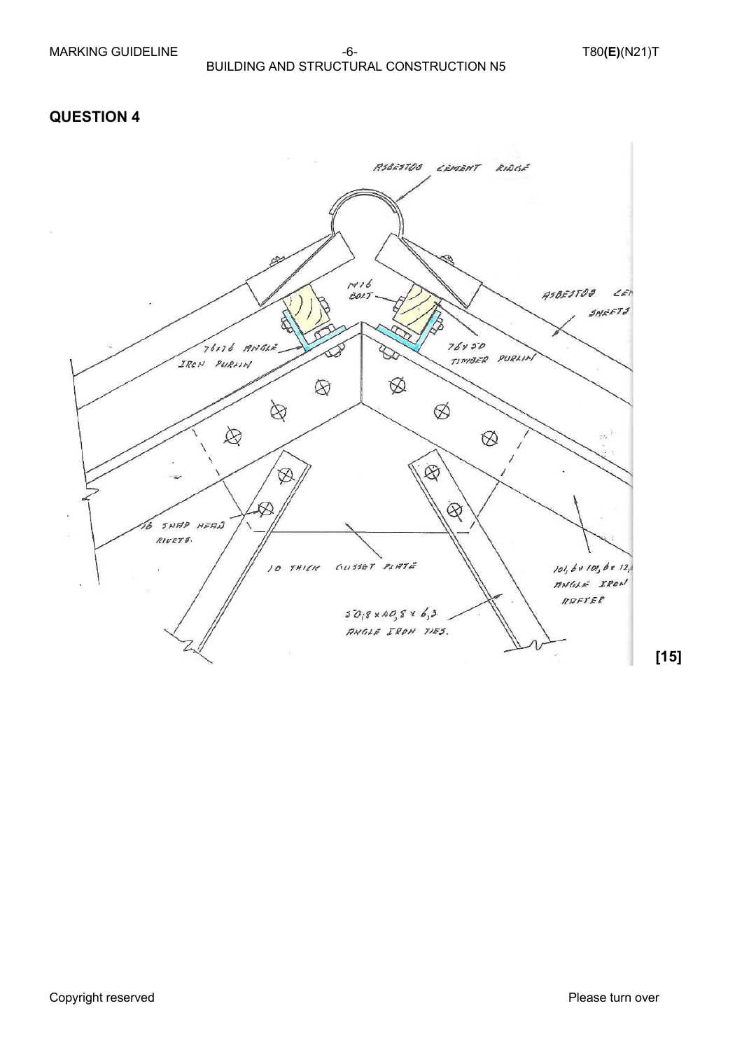## QUESTION 4

ASBESTOS CEMENT RIDGE

M16 BOLT

ASBESTOS CEMENT SHEETS

76x76 ANGLE IRON PURLIN

76 x 50 TIMBER PURLIN

16 SNAP HEAD RIVETS.

10 THICK GUSSET PLATE

101,6 x 101,6 x 12,7 ANGLE IRON RAFTER

50,8 x 40,5 x 6,3 ANGLE IRON TIES.

**[15]**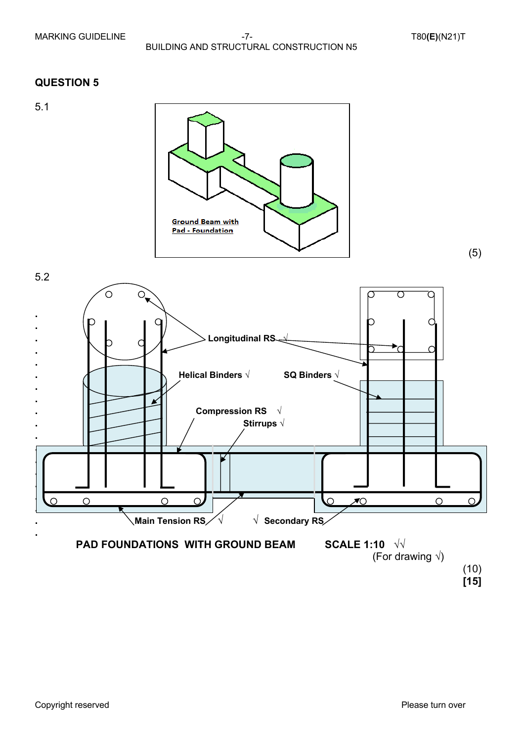## QUESTION 5

5.1

Ground Beam with Pad - Foundation

(5)

5.2

Longitudinal RS √

Helical Binders √

SQ Binders √

Compression RS √

Stirrups √

Main Tension RS √

√ Secondary RS

**PAD FOUNDATIONS WITH GROUND BEAM** **SCALE 1:10** √√

(For drawing √)

(10)

**[15]**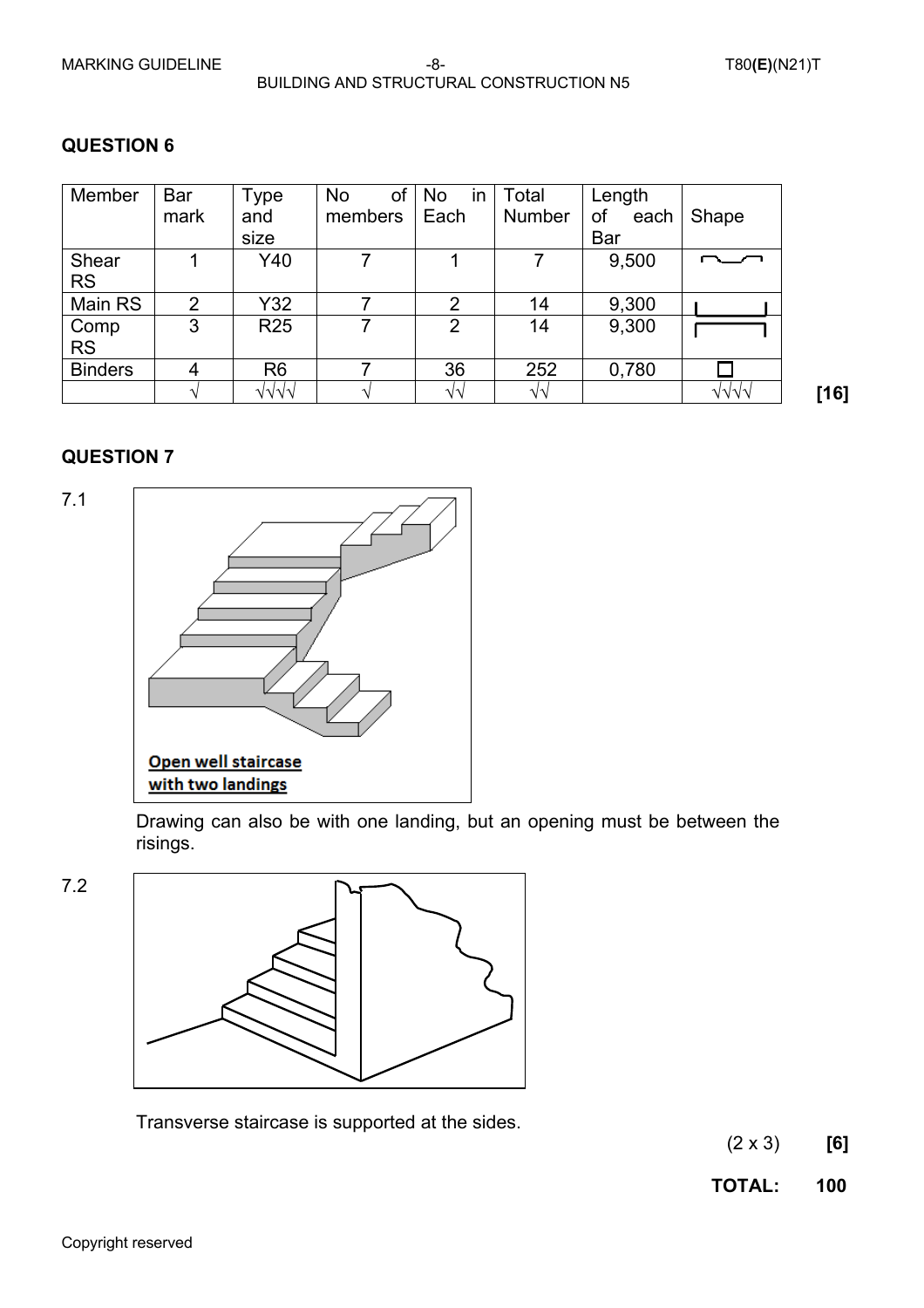## QUESTION 6

| Member | Bar mark | Type and size | No of members | No in Each | Total Number | Length of each Bar | Shape |
|---|---|---|---|---|---|---|---|
| Shear RS | 1 | Y40 | 7 | 1 | 7 | 9,500 | |
| Main RS | 2 | Y32 | 7 | 2 | 14 | 9,300 | |
| Comp RS | 3 | R25 | 7 | 2 | 14 | 9,300 | |
| Binders | 4 | R6 | 7 | 36 | 252 | 0,780 | |
| | √ | √√√√ | √ | √√ | √√ | | √√√√ |

**[16]**

## QUESTION 7

7.1

Open well staircase with two landings

Drawing can also be with one landing, but an opening must be between the risings.

7.2

Transverse staircase is supported at the sides.

(2 x 3) **[6]**

**TOTAL: 100**